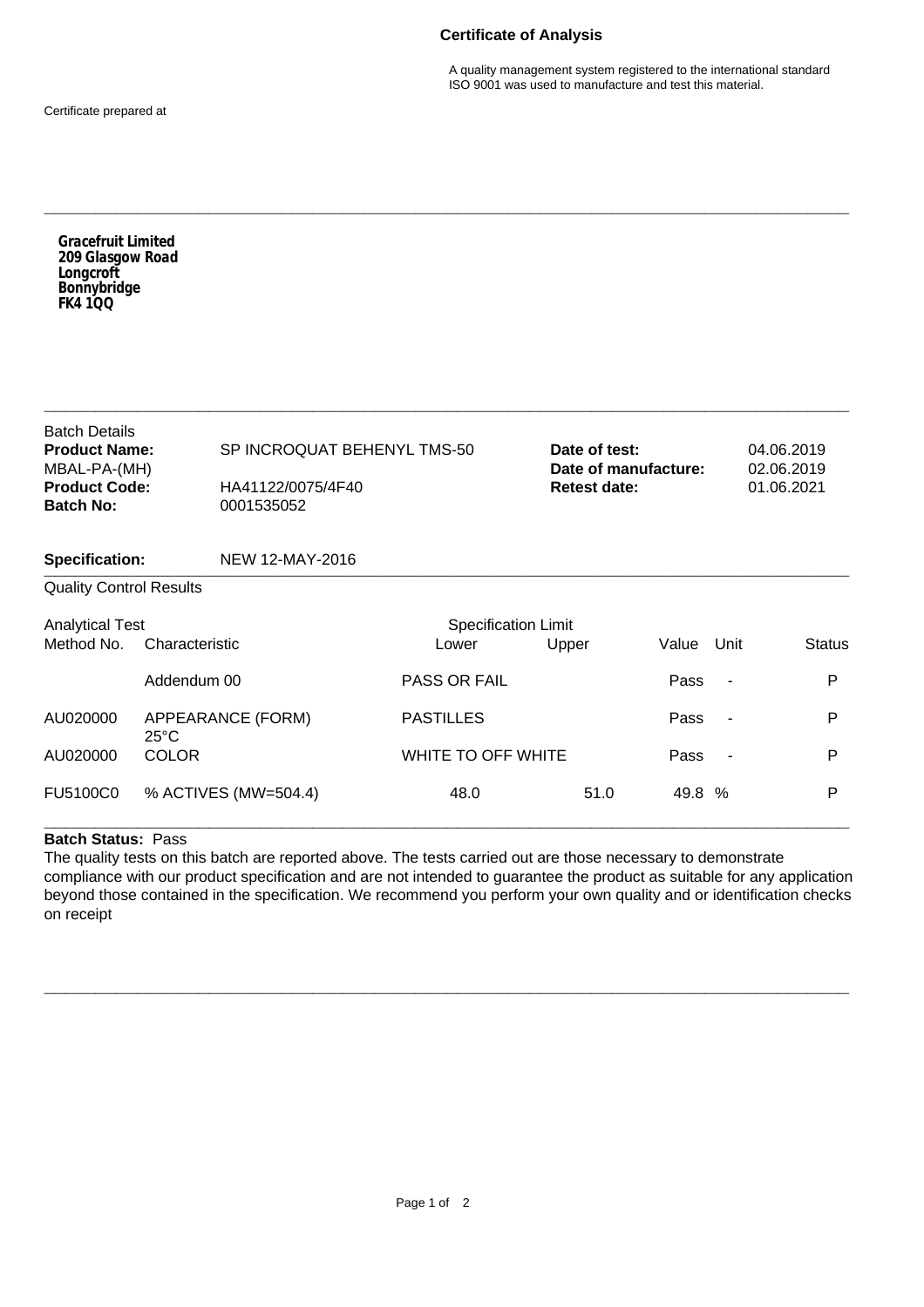# Certificate of Analysis

A quality management system registered to the international standard ISO 9001 was used to manufacture and test this material.

Certificate prepared at

**Gracefruit Limited**
**209 Glasgow Road**
**Longcroft**
**Bonnybridge**
**FK4 1QQ**

Batch Details

| | | | |
|---|---|---|---|
| **Product Name:** | SP INCROQUAT BEHENYL TMS-50 | **Date of test:** | 04.06.2019 |
| MBAL-PA-(MH) | | **Date of manufacture:** | 02.06.2019 |
| **Product Code:** | HA41122/0075/4F40 | **Retest date:** | 01.06.2021 |
| **Batch No:** | 0001535052 | | |

**Specification:** NEW 12-MAY-2016

Quality Control Results

| Analytical Test Method No. | Characteristic | Specification Limit Lower | Upper | Value | Unit | Status |
|---|---|---|---|---|---|---|
| | Addendum 00 | PASS OR FAIL | | Pass | - | P |
| AU020000 | APPEARANCE (FORM) 25°C | PASTILLES | | Pass | - | P |
| AU020000 | COLOR | WHITE TO OFF WHITE | | Pass | - | P |
| FU5100C0 | % ACTIVES (MW=504.4) | 48.0 | 51.0 | 49.8 | % | P |

**Batch Status:** Pass

The quality tests on this batch are reported above. The tests carried out are those necessary to demonstrate compliance with our product specification and are not intended to guarantee the product as suitable for any application beyond those contained in the specification. We recommend you perform your own quality and or identification checks on receipt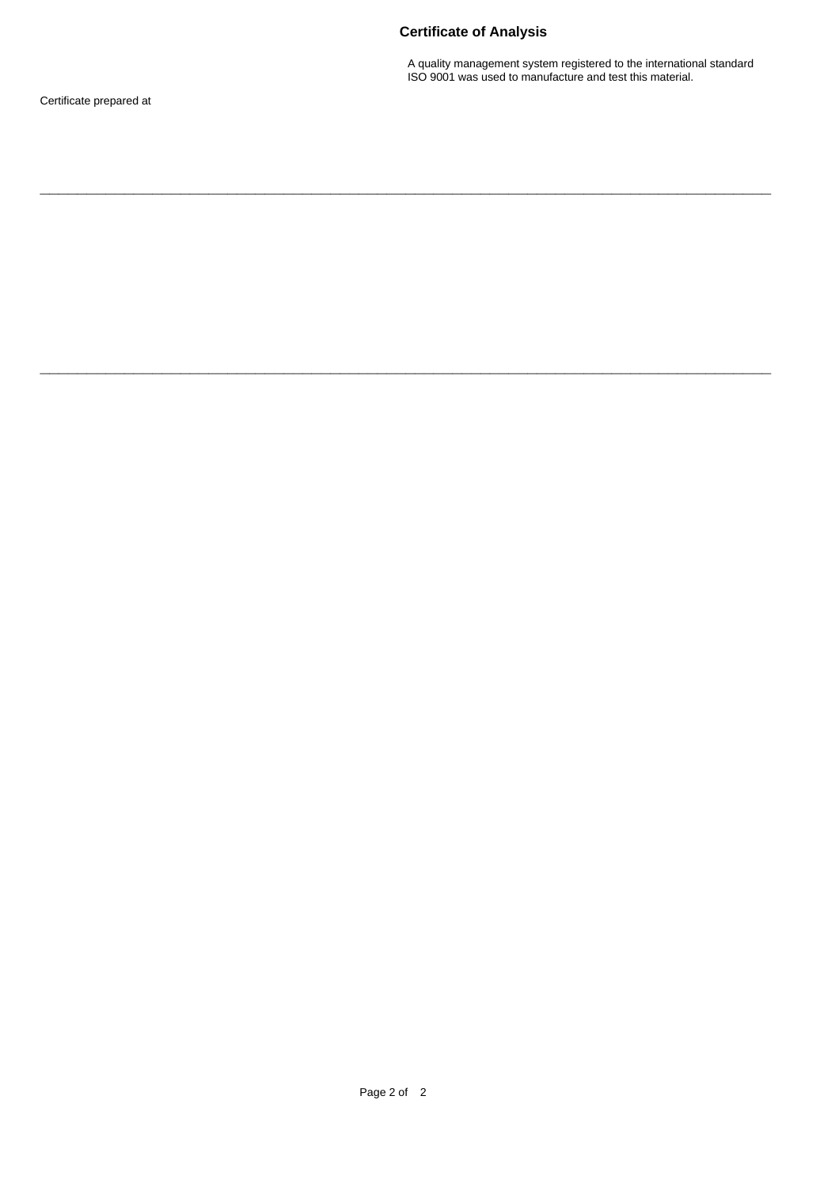# Certificate of Analysis

A quality management system registered to the international standard ISO 9001 was used to manufacture and test this material.

Certificate prepared at

---

---